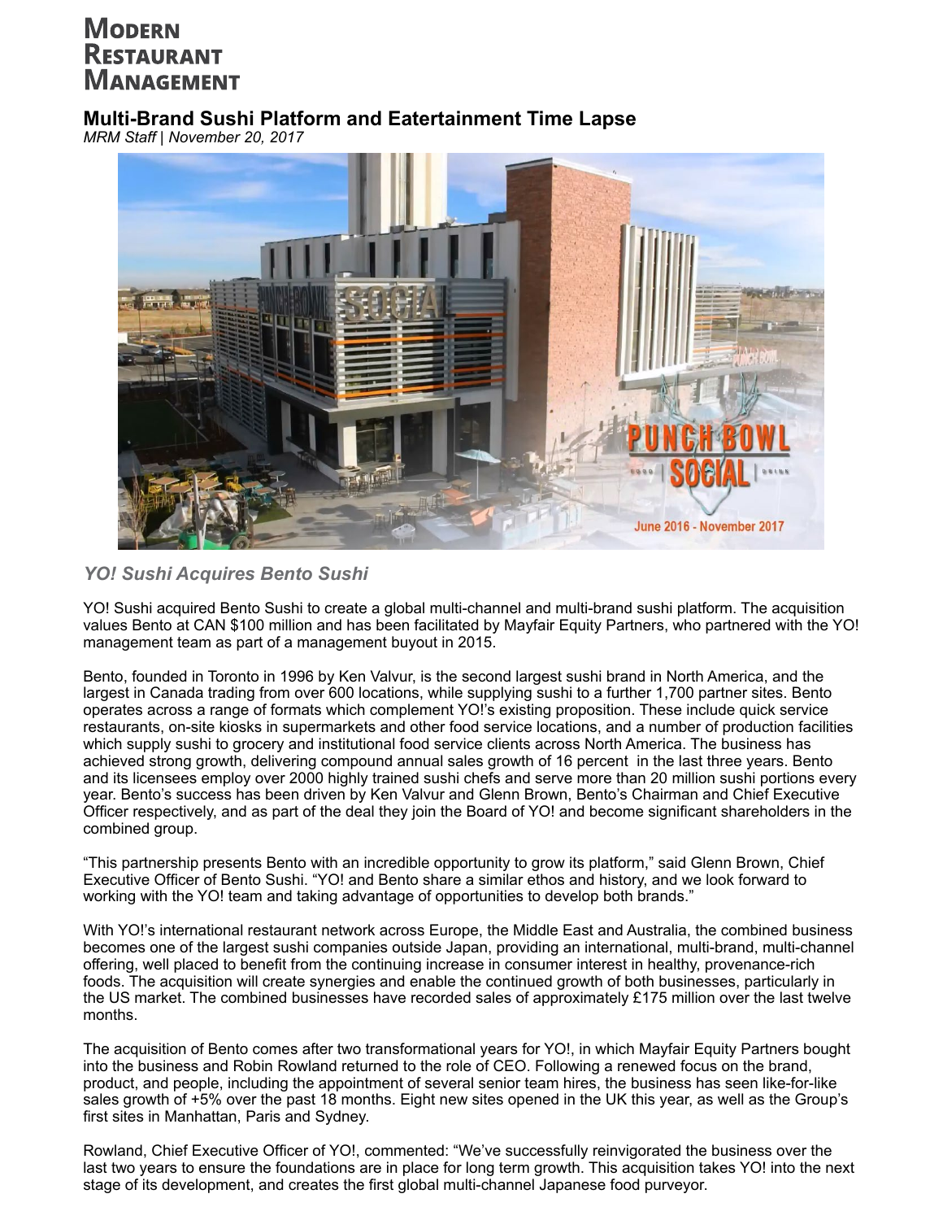# Modern Restaurant Management

## Multi-Brand Sushi Platform and Eatertainment Time Lapse

*MRM Staff | November 20, 2017*

### *YO! Sushi Acquires Bento Sushi*

YO! Sushi acquired Bento Sushi to create a global multi-channel and multi-brand sushi platform. The acquisition values Bento at CAN $100 million and has been facilitated by Mayfair Equity Partners, who partnered with the YO! management team as part of a management buyout in 2015.

Bento, founded in Toronto in 1996 by Ken Valvur, is the second largest sushi brand in North America, and the largest in Canada trading from over 600 locations, while supplying sushi to a further 1,700 partner sites. Bento operates across a range of formats which complement YO!'s existing proposition. These include quick service restaurants, on-site kiosks in supermarkets and other food service locations, and a number of production facilities which supply sushi to grocery and institutional food service clients across North America. The business has achieved strong growth, delivering compound annual sales growth of 16 percent in the last three years. Bento and its licensees employ over 2000 highly trained sushi chefs and serve more than 20 million sushi portions every year. Bento's success has been driven by Ken Valvur and Glenn Brown, Bento's Chairman and Chief Executive Officer respectively, and as part of the deal they join the Board of YO! and become significant shareholders in the combined group.

"This partnership presents Bento with an incredible opportunity to grow its platform," said Glenn Brown, Chief Executive Officer of Bento Sushi. "YO! and Bento share a similar ethos and history, and we look forward to working with the YO! team and taking advantage of opportunities to develop both brands."

With YO!'s international restaurant network across Europe, the Middle East and Australia, the combined business becomes one of the largest sushi companies outside Japan, providing an international, multi-brand, multi-channel offering, well placed to benefit from the continuing increase in consumer interest in healthy, provenance-rich foods. The acquisition will create synergies and enable the continued growth of both businesses, particularly in the US market. The combined businesses have recorded sales of approximately £175 million over the last twelve months.

The acquisition of Bento comes after two transformational years for YO!, in which Mayfair Equity Partners bought into the business and Robin Rowland returned to the role of CEO. Following a renewed focus on the brand, product, and people, including the appointment of several senior team hires, the business has seen like-for-like sales growth of +5% over the past 18 months. Eight new sites opened in the UK this year, as well as the Group's first sites in Manhattan, Paris and Sydney.

Rowland, Chief Executive Officer of YO!, commented: "We've successfully reinvigorated the business over the last two years to ensure the foundations are in place for long term growth. This acquisition takes YO! into the next stage of its development, and creates the first global multi-channel Japanese food purveyor.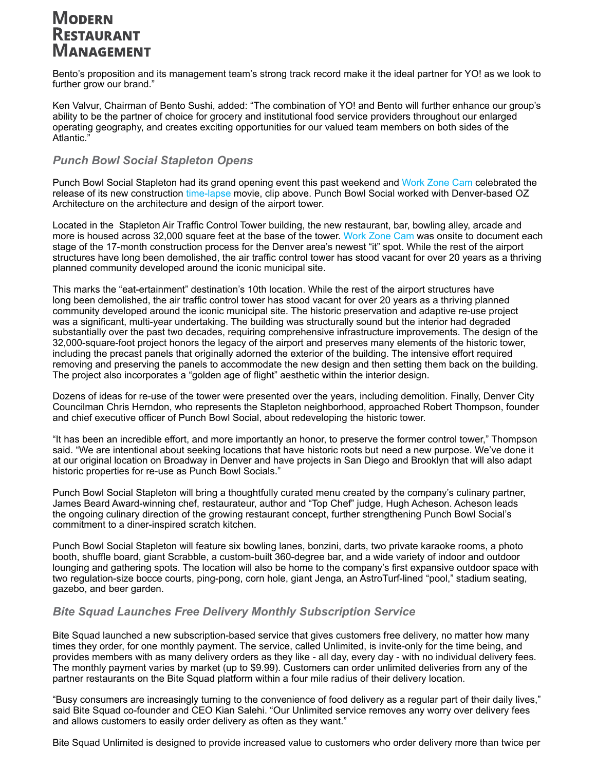Bento's proposition and its management team's strong track record make it the ideal partner for YO! as we look to further grow our brand."

Ken Valvur, Chairman of Bento Sushi, added: "The combination of YO! and Bento will further enhance our group's ability to be the partner of choice for grocery and institutional food service providers throughout our enlarged operating geography, and creates exciting opportunities for our valued team members on both sides of the Atlantic."

### *Punch Bowl Social Stapleton Opens*

Punch Bowl Social Stapleton had its grand opening event this past weekend and Work Zone Cam celebrated the release of its new construction time-lapse movie, clip above. Punch Bowl Social worked with Denver-based OZ Architecture on the architecture and design of the airport tower.

Located in the Stapleton Air Traffic Control Tower building, the new restaurant, bar, bowling alley, arcade and more is housed across 32,000 square feet at the base of the tower. Work Zone Cam was onsite to document each stage of the 17-month construction process for the Denver area's newest "it" spot. While the rest of the airport structures have long been demolished, the air traffic control tower has stood vacant for over 20 years as a thriving planned community developed around the iconic municipal site.

This marks the "eat-ertainment" destination's 10th location. While the rest of the airport structures have long been demolished, the air traffic control tower has stood vacant for over 20 years as a thriving planned community developed around the iconic municipal site. The historic preservation and adaptive re-use project was a significant, multi-year undertaking. The building was structurally sound but the interior had degraded substantially over the past two decades, requiring comprehensive infrastructure improvements. The design of the 32,000-square-foot project honors the legacy of the airport and preserves many elements of the historic tower, including the precast panels that originally adorned the exterior of the building. The intensive effort required removing and preserving the panels to accommodate the new design and then setting them back on the building. The project also incorporates a "golden age of flight" aesthetic within the interior design.

Dozens of ideas for re-use of the tower were presented over the years, including demolition. Finally, Denver City Councilman Chris Herndon, who represents the Stapleton neighborhood, approached Robert Thompson, founder and chief executive officer of Punch Bowl Social, about redeveloping the historic tower.

"It has been an incredible effort, and more importantly an honor, to preserve the former control tower," Thompson said. "We are intentional about seeking locations that have historic roots but need a new purpose. We've done it at our original location on Broadway in Denver and have projects in San Diego and Brooklyn that will also adapt historic properties for re-use as Punch Bowl Socials."

Punch Bowl Social Stapleton will bring a thoughtfully curated menu created by the company's culinary partner, James Beard Award-winning chef, restaurateur, author and "Top Chef" judge, Hugh Acheson. Acheson leads the ongoing culinary direction of the growing restaurant concept, further strengthening Punch Bowl Social's commitment to a diner-inspired scratch kitchen.

Punch Bowl Social Stapleton will feature six bowling lanes, bonzini, darts, two private karaoke rooms, a photo booth, shuffle board, giant Scrabble, a custom-built 360-degree bar, and a wide variety of indoor and outdoor lounging and gathering spots. The location will also be home to the company's first expansive outdoor space with two regulation-size bocce courts, ping-pong, corn hole, giant Jenga, an AstroTurf-lined "pool," stadium seating, gazebo, and beer garden.

### *Bite Squad Launches Free Delivery Monthly Subscription Service*

Bite Squad launched a new subscription-based service that gives customers free delivery, no matter how many times they order, for one monthly payment. The service, called Unlimited, is invite-only for the time being, and provides members with as many delivery orders as they like - all day, every day - with no individual delivery fees. The monthly payment varies by market (up to $9.99). Customers can order unlimited deliveries from any of the partner restaurants on the Bite Squad platform within a four mile radius of their delivery location.

"Busy consumers are increasingly turning to the convenience of food delivery as a regular part of their daily lives," said Bite Squad co-founder and CEO Kian Salehi. "Our Unlimited service removes any worry over delivery fees and allows customers to easily order delivery as often as they want."

Bite Squad Unlimited is designed to provide increased value to customers who order delivery more than twice per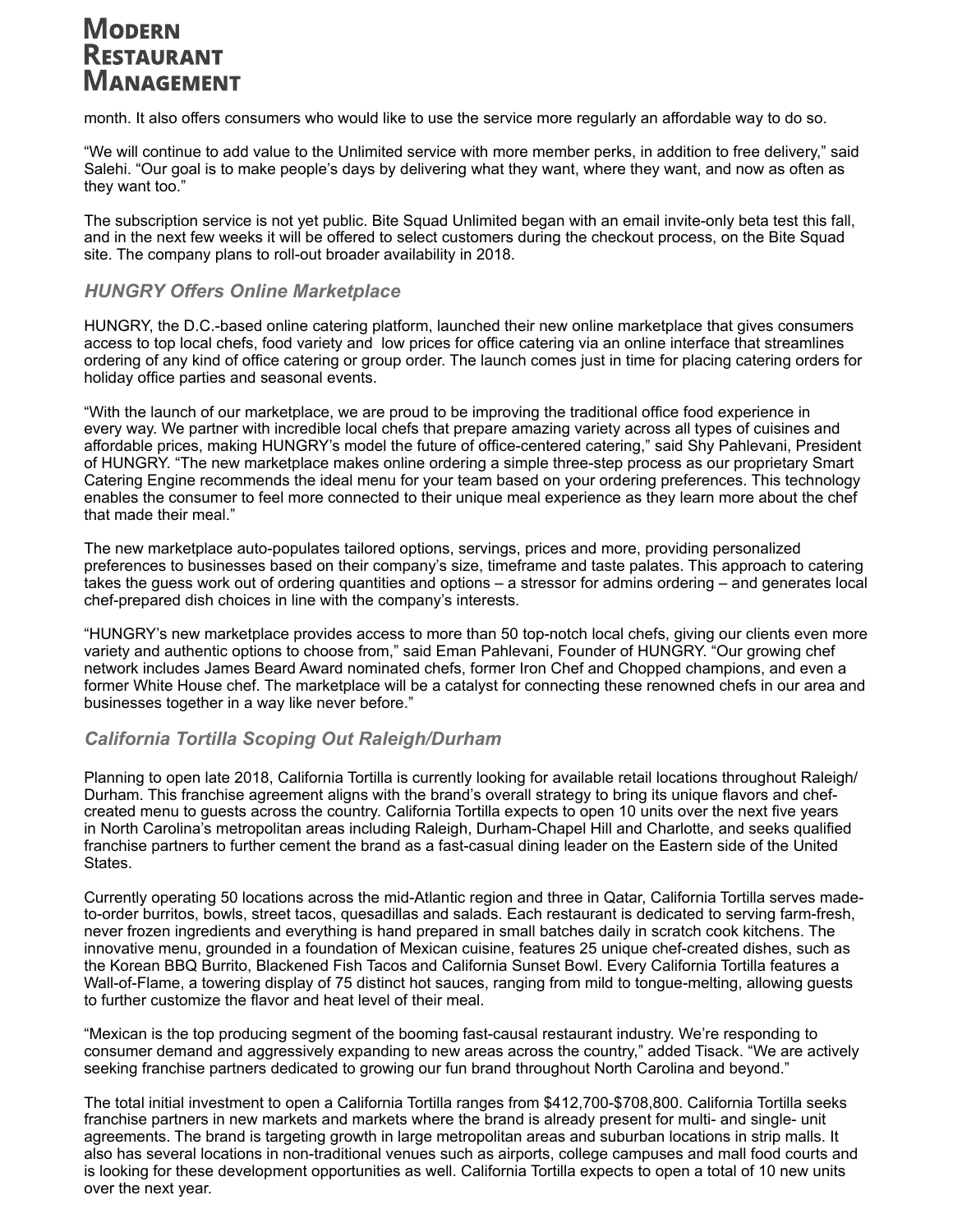month. It also offers consumers who would like to use the service more regularly an affordable way to do so.

"We will continue to add value to the Unlimited service with more member perks, in addition to free delivery," said Salehi. "Our goal is to make people's days by delivering what they want, where they want, and now as often as they want too."

The subscription service is not yet public. Bite Squad Unlimited began with an email invite-only beta test this fall, and in the next few weeks it will be offered to select customers during the checkout process, on the Bite Squad site. The company plans to roll-out broader availability in 2018.

## *HUNGRY Offers Online Marketplace*

HUNGRY, the D.C.-based online catering platform, launched their new online marketplace that gives consumers access to top local chefs, food variety and low prices for office catering via an online interface that streamlines ordering of any kind of office catering or group order. The launch comes just in time for placing catering orders for holiday office parties and seasonal events.

"With the launch of our marketplace, we are proud to be improving the traditional office food experience in every way. We partner with incredible local chefs that prepare amazing variety across all types of cuisines and affordable prices, making HUNGRY's model the future of office-centered catering," said Shy Pahlevani, President of HUNGRY. "The new marketplace makes online ordering a simple three-step process as our proprietary Smart Catering Engine recommends the ideal menu for your team based on your ordering preferences. This technology enables the consumer to feel more connected to their unique meal experience as they learn more about the chef that made their meal."

The new marketplace auto-populates tailored options, servings, prices and more, providing personalized preferences to businesses based on their company's size, timeframe and taste palates. This approach to catering takes the guess work out of ordering quantities and options – a stressor for admins ordering – and generates local chef-prepared dish choices in line with the company's interests.

"HUNGRY's new marketplace provides access to more than 50 top-notch local chefs, giving our clients even more variety and authentic options to choose from," said Eman Pahlevani, Founder of HUNGRY. "Our growing chef network includes James Beard Award nominated chefs, former Iron Chef and Chopped champions, and even a former White House chef. The marketplace will be a catalyst for connecting these renowned chefs in our area and businesses together in a way like never before."

## *California Tortilla Scoping Out Raleigh/Durham*

Planning to open late 2018, California Tortilla is currently looking for available retail locations throughout Raleigh/Durham. This franchise agreement aligns with the brand's overall strategy to bring its unique flavors and chef-created menu to guests across the country. California Tortilla expects to open 10 units over the next five years in North Carolina's metropolitan areas including Raleigh, Durham-Chapel Hill and Charlotte, and seeks qualified franchise partners to further cement the brand as a fast-casual dining leader on the Eastern side of the United States.

Currently operating 50 locations across the mid-Atlantic region and three in Qatar, California Tortilla serves made-to-order burritos, bowls, street tacos, quesadillas and salads. Each restaurant is dedicated to serving farm-fresh, never frozen ingredients and everything is hand prepared in small batches daily in scratch cook kitchens. The innovative menu, grounded in a foundation of Mexican cuisine, features 25 unique chef-created dishes, such as the Korean BBQ Burrito, Blackened Fish Tacos and California Sunset Bowl. Every California Tortilla features a Wall-of-Flame, a towering display of 75 distinct hot sauces, ranging from mild to tongue-melting, allowing guests to further customize the flavor and heat level of their meal.

"Mexican is the top producing segment of the booming fast-causal restaurant industry. We're responding to consumer demand and aggressively expanding to new areas across the country," added Tisack. "We are actively seeking franchise partners dedicated to growing our fun brand throughout North Carolina and beyond."

The total initial investment to open a California Tortilla ranges from $412,700-$708,800. California Tortilla seeks franchise partners in new markets and markets where the brand is already present for multi- and single- unit agreements. The brand is targeting growth in large metropolitan areas and suburban locations in strip malls. It also has several locations in non-traditional venues such as airports, college campuses and mall food courts and is looking for these development opportunities as well. California Tortilla expects to open a total of 10 new units over the next year.